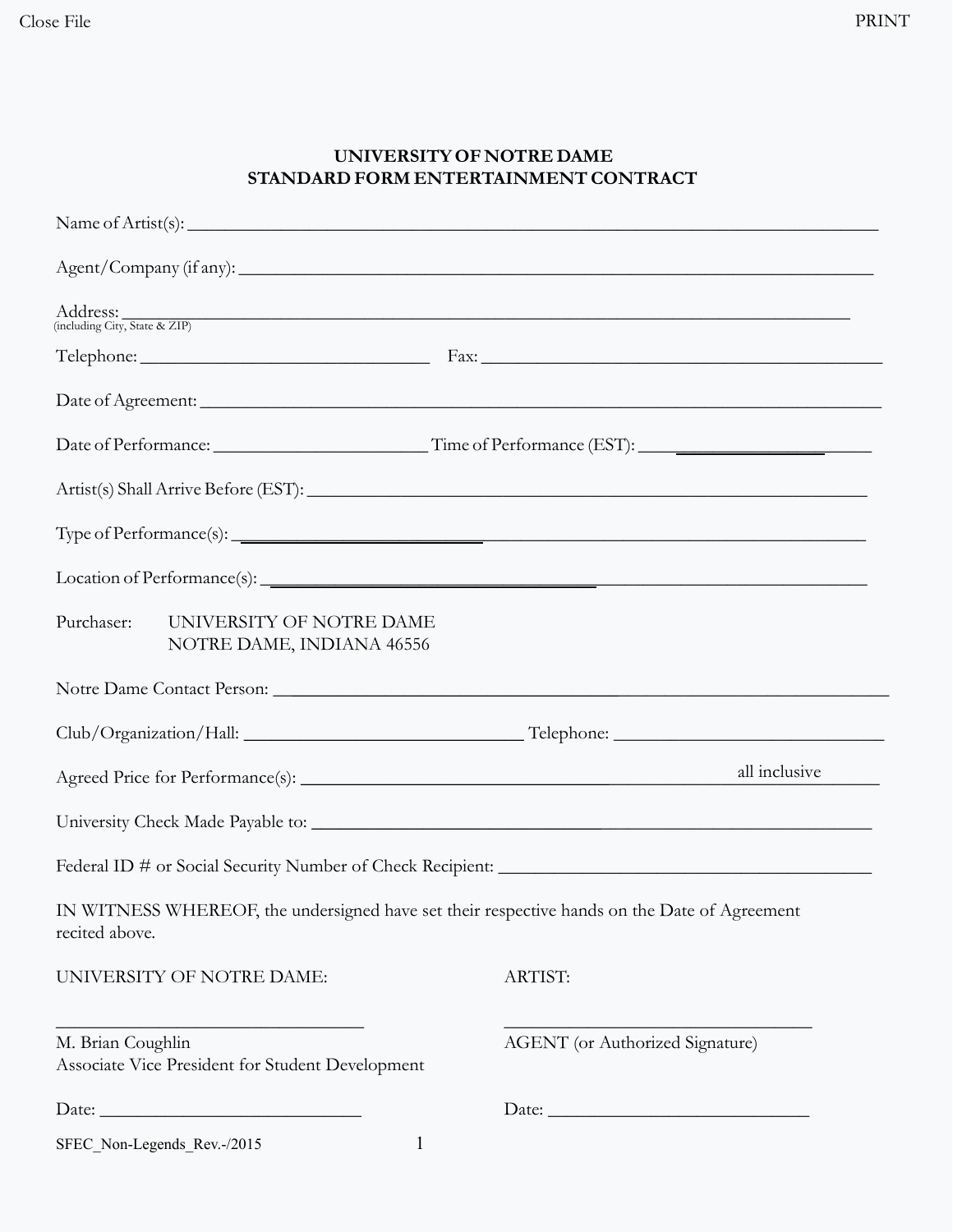Close File PRINT

# UNIVERSITY OF NOTRE DAME
## STANDARD FORM ENTERTAINMENT CONTRACT

Name of Artist(s): ______________________________________________________________

Agent/Company (if any): __________________________________________________________

Address: _______________________________________________________________________
(including City, State & ZIP)

Telephone: ______________________________ Fax: ______________________________

Date of Agreement: ______________________________________________________________

Date of Performance: ______________________ Time of Performance (EST): ______________

Artist(s) Shall Arrive Before (EST): _______________________________________________

Type of Performance(s): ___________________________________________________________

Location of Performance(s): _______________________________________________________

Purchaser: UNIVERSITY OF NOTRE DAME
NOTRE DAME, INDIANA 46556

Notre Dame Contact Person: _______________________________________________________

Club/Organization/Hall: ______________________________ Telephone: ____________________

Agreed Price for Performance(s): ________________________________________ all inclusive

University Check Made Payable to: ________________________________________________

Federal ID # or Social Security Number of Check Recipient: ________________________

IN WITNESS WHEREOF, the undersigned have set their respective hands on the Date of Agreement recited above.

UNIVERSITY OF NOTRE DAME:

______________________________
M. Brian Coughlin
Associate Vice President for Student Development

Date: ________________________

ARTIST:

______________________________
AGENT (or Authorized Signature)

Date: ________________________

SFEC_Non-Legends_Rev.-/2015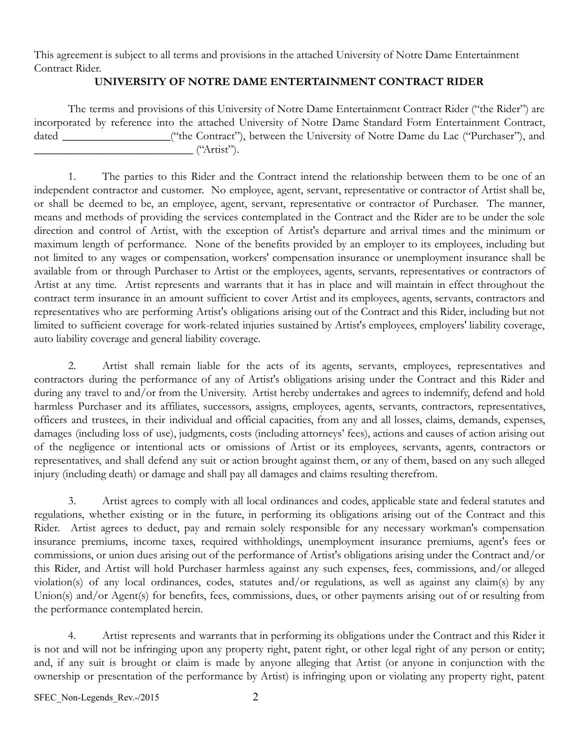This agreement is subject to all terms and provisions in the attached University of Notre Dame Entertainment Contract Rider.

## UNIVERSITY OF NOTRE DAME ENTERTAINMENT CONTRACT RIDER

The terms and provisions of this University of Notre Dame Entertainment Contract Rider ("the Rider") are incorporated by reference into the attached University of Notre Dame Standard Form Entertainment Contract, dated ____________________("the Contract"), between the University of Notre Dame du Lac ("Purchaser"), and ______________________________ ("Artist").

1. The parties to this Rider and the Contract intend the relationship between them to be one of an independent contractor and customer. No employee, agent, servant, representative or contractor of Artist shall be, or shall be deemed to be, an employee, agent, servant, representative or contractor of Purchaser. The manner, means and methods of providing the services contemplated in the Contract and the Rider are to be under the sole direction and control of Artist, with the exception of Artist's departure and arrival times and the minimum or maximum length of performance. None of the benefits provided by an employer to its employees, including but not limited to any wages or compensation, workers' compensation insurance or unemployment insurance shall be available from or through Purchaser to Artist or the employees, agents, servants, representatives or contractors of Artist at any time. Artist represents and warrants that it has in place and will maintain in effect throughout the contract term insurance in an amount sufficient to cover Artist and its employees, agents, servants, contractors and representatives who are performing Artist's obligations arising out of the Contract and this Rider, including but not limited to sufficient coverage for work-related injuries sustained by Artist's employees, employers' liability coverage, auto liability coverage and general liability coverage.

2. Artist shall remain liable for the acts of its agents, servants, employees, representatives and contractors during the performance of any of Artist's obligations arising under the Contract and this Rider and during any travel to and/or from the University. Artist hereby undertakes and agrees to indemnify, defend and hold harmless Purchaser and its affiliates, successors, assigns, employees, agents, servants, contractors, representatives, officers and trustees, in their individual and official capacities, from any and all losses, claims, demands, expenses, damages (including loss of use), judgments, costs (including attorneys' fees), actions and causes of action arising out of the negligence or intentional acts or omissions of Artist or its employees, servants, agents, contractors or representatives, and shall defend any suit or action brought against them, or any of them, based on any such alleged injury (including death) or damage and shall pay all damages and claims resulting therefrom.

3. Artist agrees to comply with all local ordinances and codes, applicable state and federal statutes and regulations, whether existing or in the future, in performing its obligations arising out of the Contract and this Rider. Artist agrees to deduct, pay and remain solely responsible for any necessary workman's compensation insurance premiums, income taxes, required withholdings, unemployment insurance premiums, agent's fees or commissions, or union dues arising out of the performance of Artist's obligations arising under the Contract and/or this Rider, and Artist will hold Purchaser harmless against any such expenses, fees, commissions, and/or alleged violation(s) of any local ordinances, codes, statutes and/or regulations, as well as against any claim(s) by any Union(s) and/or Agent(s) for benefits, fees, commissions, dues, or other payments arising out of or resulting from the performance contemplated herein.

4. Artist represents and warrants that in performing its obligations under the Contract and this Rider it is not and will not be infringing upon any property right, patent right, or other legal right of any person or entity; and, if any suit is brought or claim is made by anyone alleging that Artist (or anyone in conjunction with the ownership or presentation of the performance by Artist) is infringing upon or violating any property right, patent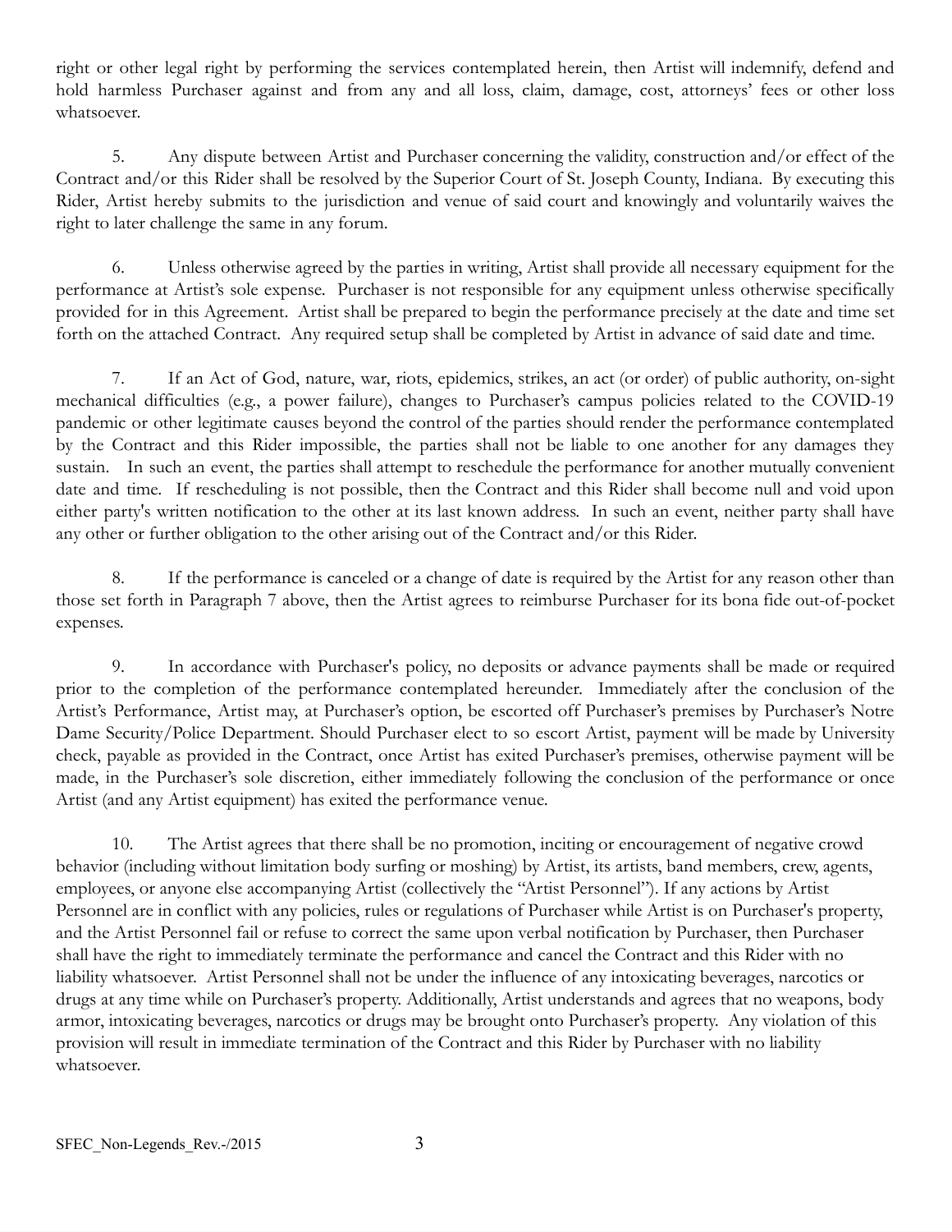right or other legal right by performing the services contemplated herein, then Artist will indemnify, defend and hold harmless Purchaser against and from any and all loss, claim, damage, cost, attorneys' fees or other loss whatsoever.

5. Any dispute between Artist and Purchaser concerning the validity, construction and/or effect of the Contract and/or this Rider shall be resolved by the Superior Court of St. Joseph County, Indiana. By executing this Rider, Artist hereby submits to the jurisdiction and venue of said court and knowingly and voluntarily waives the right to later challenge the same in any forum.

6. Unless otherwise agreed by the parties in writing, Artist shall provide all necessary equipment for the performance at Artist's sole expense. Purchaser is not responsible for any equipment unless otherwise specifically provided for in this Agreement. Artist shall be prepared to begin the performance precisely at the date and time set forth on the attached Contract. Any required setup shall be completed by Artist in advance of said date and time.

7. If an Act of God, nature, war, riots, epidemics, strikes, an act (or order) of public authority, on-sight mechanical difficulties (e.g., a power failure), changes to Purchaser's campus policies related to the COVID-19 pandemic or other legitimate causes beyond the control of the parties should render the performance contemplated by the Contract and this Rider impossible, the parties shall not be liable to one another for any damages they sustain. In such an event, the parties shall attempt to reschedule the performance for another mutually convenient date and time. If rescheduling is not possible, then the Contract and this Rider shall become null and void upon either party's written notification to the other at its last known address. In such an event, neither party shall have any other or further obligation to the other arising out of the Contract and/or this Rider.

8. If the performance is canceled or a change of date is required by the Artist for any reason other than those set forth in Paragraph 7 above, then the Artist agrees to reimburse Purchaser for its bona fide out-of-pocket expenses.

9. In accordance with Purchaser's policy, no deposits or advance payments shall be made or required prior to the completion of the performance contemplated hereunder. Immediately after the conclusion of the Artist's Performance, Artist may, at Purchaser's option, be escorted off Purchaser's premises by Purchaser's Notre Dame Security/Police Department. Should Purchaser elect to so escort Artist, payment will be made by University check, payable as provided in the Contract, once Artist has exited Purchaser's premises, otherwise payment will be made, in the Purchaser's sole discretion, either immediately following the conclusion of the performance or once Artist (and any Artist equipment) has exited the performance venue.

10. The Artist agrees that there shall be no promotion, inciting or encouragement of negative crowd behavior (including without limitation body surfing or moshing) by Artist, its artists, band members, crew, agents, employees, or anyone else accompanying Artist (collectively the "Artist Personnel"). If any actions by Artist Personnel are in conflict with any policies, rules or regulations of Purchaser while Artist is on Purchaser's property, and the Artist Personnel fail or refuse to correct the same upon verbal notification by Purchaser, then Purchaser shall have the right to immediately terminate the performance and cancel the Contract and this Rider with no liability whatsoever. Artist Personnel shall not be under the influence of any intoxicating beverages, narcotics or drugs at any time while on Purchaser's property. Additionally, Artist understands and agrees that no weapons, body armor, intoxicating beverages, narcotics or drugs may be brought onto Purchaser's property. Any violation of this provision will result in immediate termination of the Contract and this Rider by Purchaser with no liability whatsoever.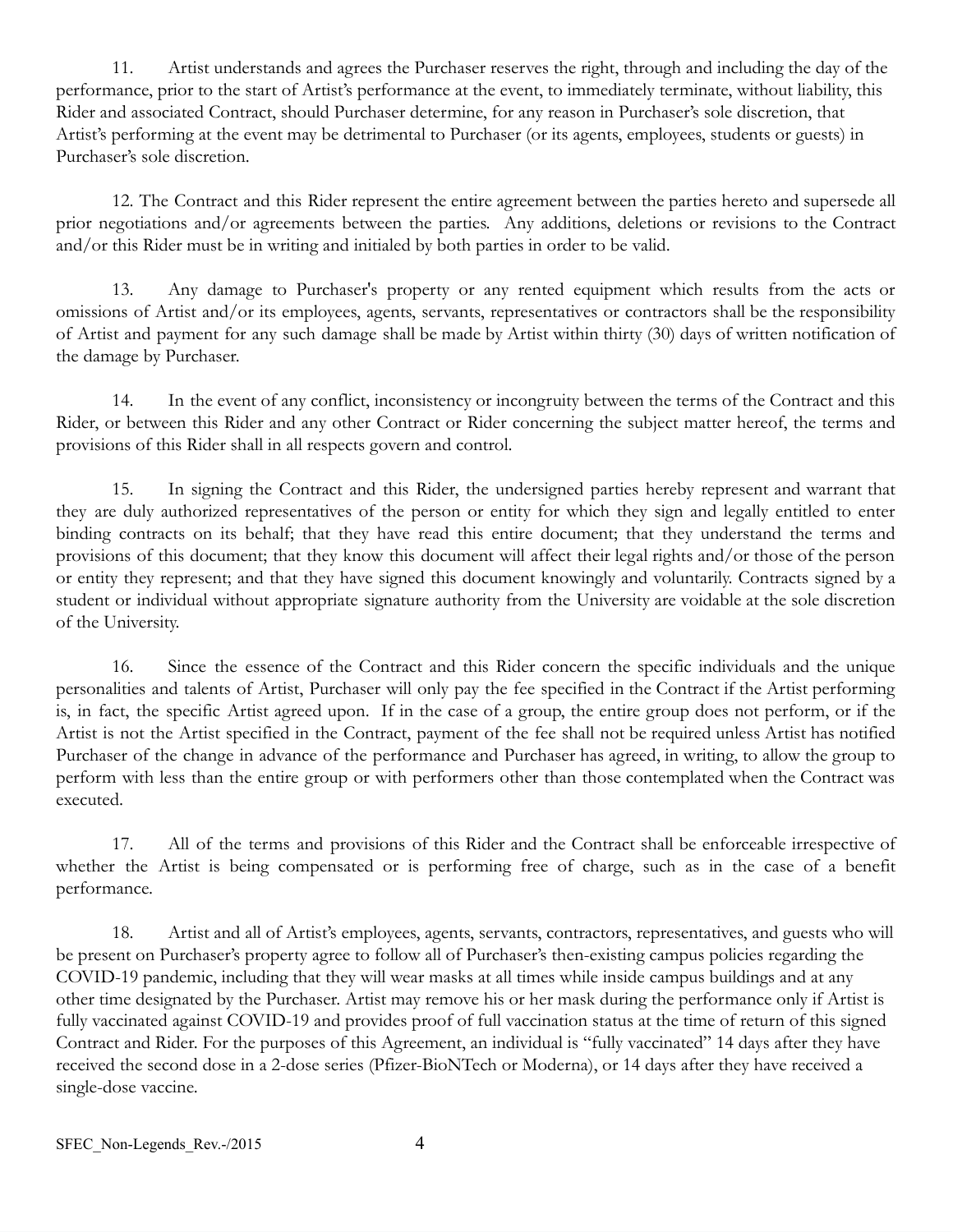11. Artist understands and agrees the Purchaser reserves the right, through and including the day of the performance, prior to the start of Artist's performance at the event, to immediately terminate, without liability, this Rider and associated Contract, should Purchaser determine, for any reason in Purchaser's sole discretion, that Artist's performing at the event may be detrimental to Purchaser (or its agents, employees, students or guests) in Purchaser's sole discretion.

12. The Contract and this Rider represent the entire agreement between the parties hereto and supersede all prior negotiations and/or agreements between the parties. Any additions, deletions or revisions to the Contract and/or this Rider must be in writing and initialed by both parties in order to be valid.

13. Any damage to Purchaser's property or any rented equipment which results from the acts or omissions of Artist and/or its employees, agents, servants, representatives or contractors shall be the responsibility of Artist and payment for any such damage shall be made by Artist within thirty (30) days of written notification of the damage by Purchaser.

14. In the event of any conflict, inconsistency or incongruity between the terms of the Contract and this Rider, or between this Rider and any other Contract or Rider concerning the subject matter hereof, the terms and provisions of this Rider shall in all respects govern and control.

15. In signing the Contract and this Rider, the undersigned parties hereby represent and warrant that they are duly authorized representatives of the person or entity for which they sign and legally entitled to enter binding contracts on its behalf; that they have read this entire document; that they understand the terms and provisions of this document; that they know this document will affect their legal rights and/or those of the person or entity they represent; and that they have signed this document knowingly and voluntarily. Contracts signed by a student or individual without appropriate signature authority from the University are voidable at the sole discretion of the University.

16. Since the essence of the Contract and this Rider concern the specific individuals and the unique personalities and talents of Artist, Purchaser will only pay the fee specified in the Contract if the Artist performing is, in fact, the specific Artist agreed upon. If in the case of a group, the entire group does not perform, or if the Artist is not the Artist specified in the Contract, payment of the fee shall not be required unless Artist has notified Purchaser of the change in advance of the performance and Purchaser has agreed, in writing, to allow the group to perform with less than the entire group or with performers other than those contemplated when the Contract was executed.

17. All of the terms and provisions of this Rider and the Contract shall be enforceable irrespective of whether the Artist is being compensated or is performing free of charge, such as in the case of a benefit performance.

18. Artist and all of Artist's employees, agents, servants, contractors, representatives, and guests who will be present on Purchaser's property agree to follow all of Purchaser's then-existing campus policies regarding the COVID-19 pandemic, including that they will wear masks at all times while inside campus buildings and at any other time designated by the Purchaser. Artist may remove his or her mask during the performance only if Artist is fully vaccinated against COVID-19 and provides proof of full vaccination status at the time of return of this signed Contract and Rider. For the purposes of this Agreement, an individual is "fully vaccinated" 14 days after they have received the second dose in a 2-dose series (Pfizer-BioNTech or Moderna), or 14 days after they have received a single-dose vaccine.

SFEC_Non-Legends_Rev.-/2015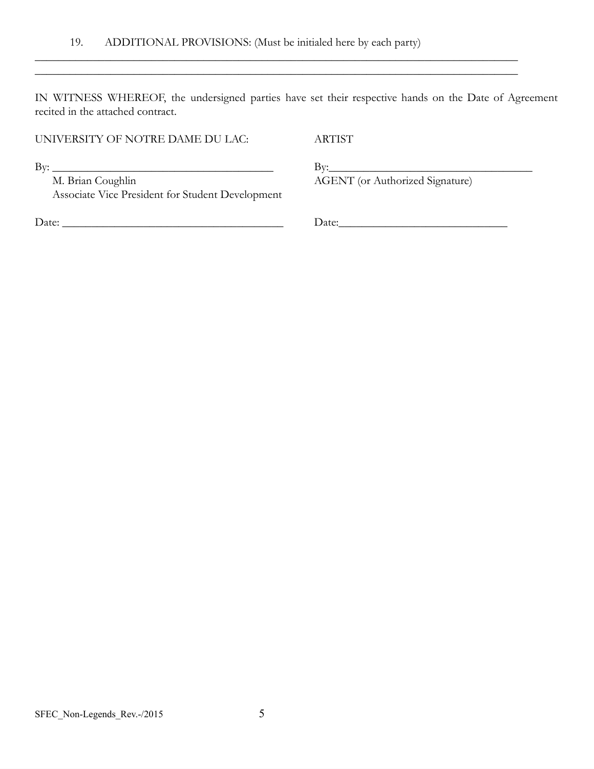19. ADDITIONAL PROVISIONS: (Must be initialed here by each party)

_______________________________________________________________________________________

_______________________________________________________________________________________

IN WITNESS WHEREOF, the undersigned parties have set their respective hands on the Date of Agreement recited in the attached contract.

UNIVERSITY OF NOTRE DAME DU LAC:

By: ______________________________________
M. Brian Coughlin
Associate Vice President for Student Development

Date: ______________________________________

ARTIST

By:______________________________________
AGENT (or Authorized Signature)

Date:______________________________